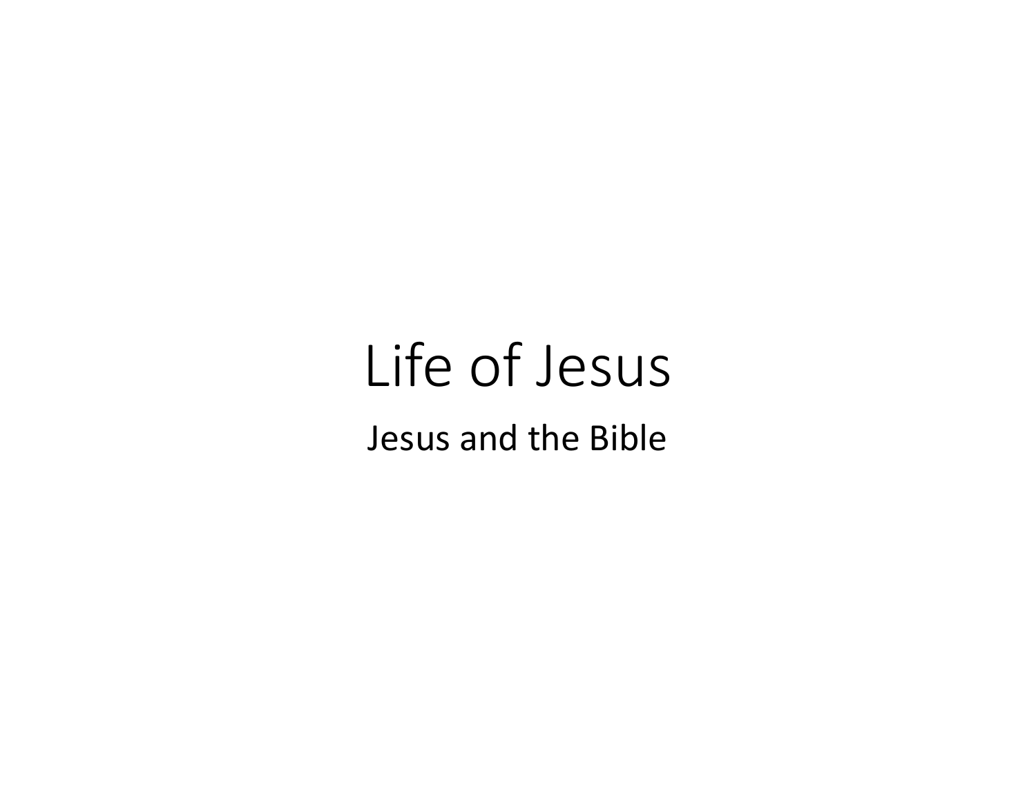# Life of Jesus

Jesus and the Bible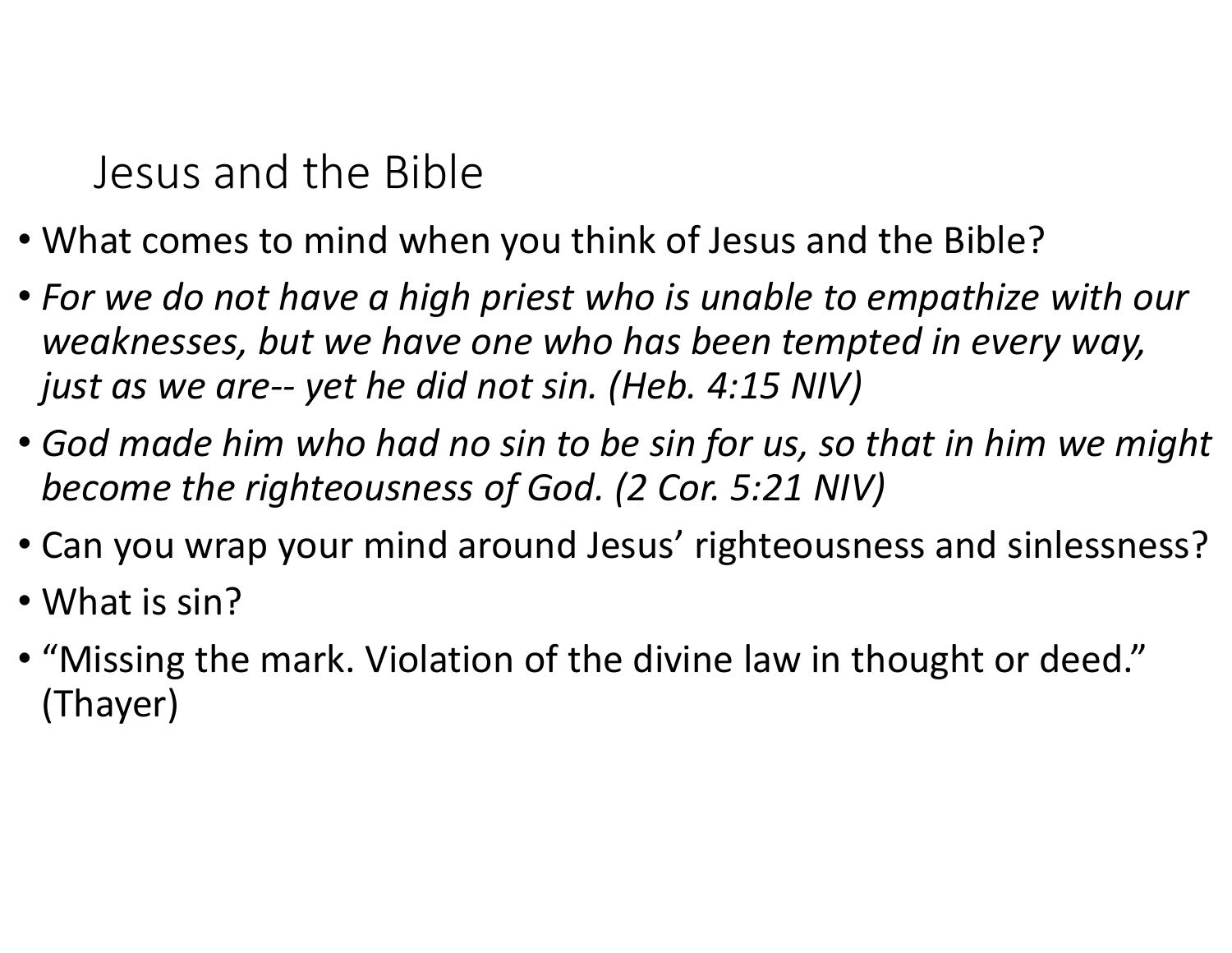# Jesus and the Bible

- What comes to mind when you think of Jesus and the Bible?
- *For we do not have a high priest who is unable to empathize with our weaknesses, but we have one who has been tempted in every way, just as we are-- yet he did not sin. (Heb. 4:15 NIV)*
- *God made him who had no sin to be sin for us, so that in him we might become the righteousness of God. (2 Cor. 5:21 NIV)*
- Can you wrap your mind around Jesus' righteousness and sinlessness?
- What is sin?
- "Missing the mark. Violation of the divine law in thought or deed." (Thayer)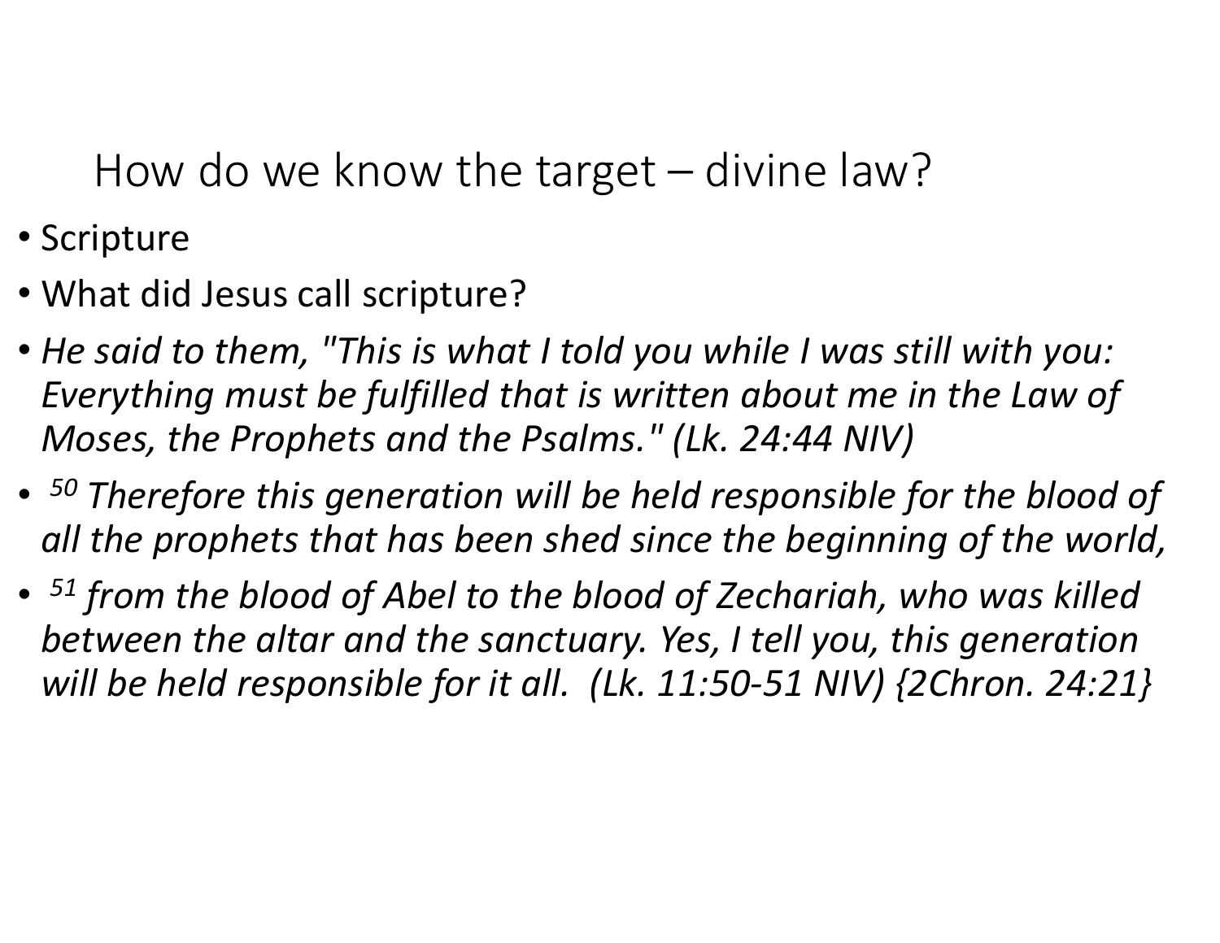# How do we know the target – divine law?

- Scripture
- What did Jesus call scripture?
- *He said to them, "This is what I told you while I was still with you: Everything must be fulfilled that is written about me in the Law of Moses, the Prophets and the Psalms." (Lk. 24:44 NIV)*
- *[50] Therefore this generation will be held responsible for the blood of all the prophets that has been shed since the beginning of the world,*
- *[51] from the blood of Abel to the blood of Zechariah, who was killed between the altar and the sanctuary. Yes, I tell you, this generation will be held responsible for it all. (Lk. 11:50-51 NIV) {2Chron. 24:21}*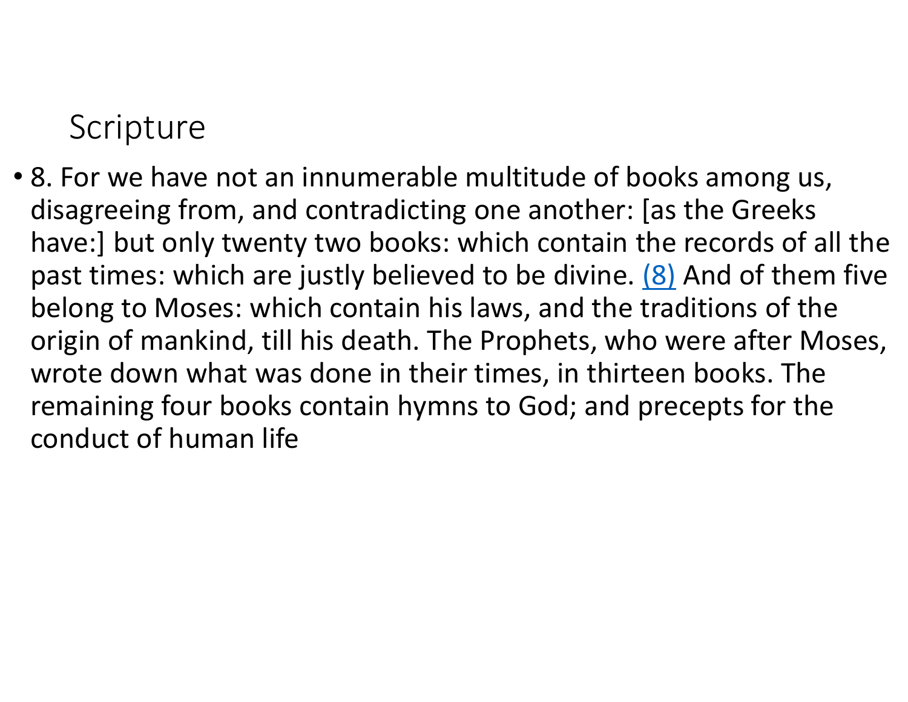# Scripture

- 8. For we have not an innumerable multitude of books among us, disagreeing from, and contradicting one another: [as the Greeks have:] but only twenty two books: which contain the records of all the past times: which are justly believed to be divine. (8) And of them five belong to Moses: which contain his laws, and the traditions of the origin of mankind, till his death. The Prophets, who were after Moses, wrote down what was done in their times, in thirteen books. The remaining four books contain hymns to God; and precepts for the conduct of human life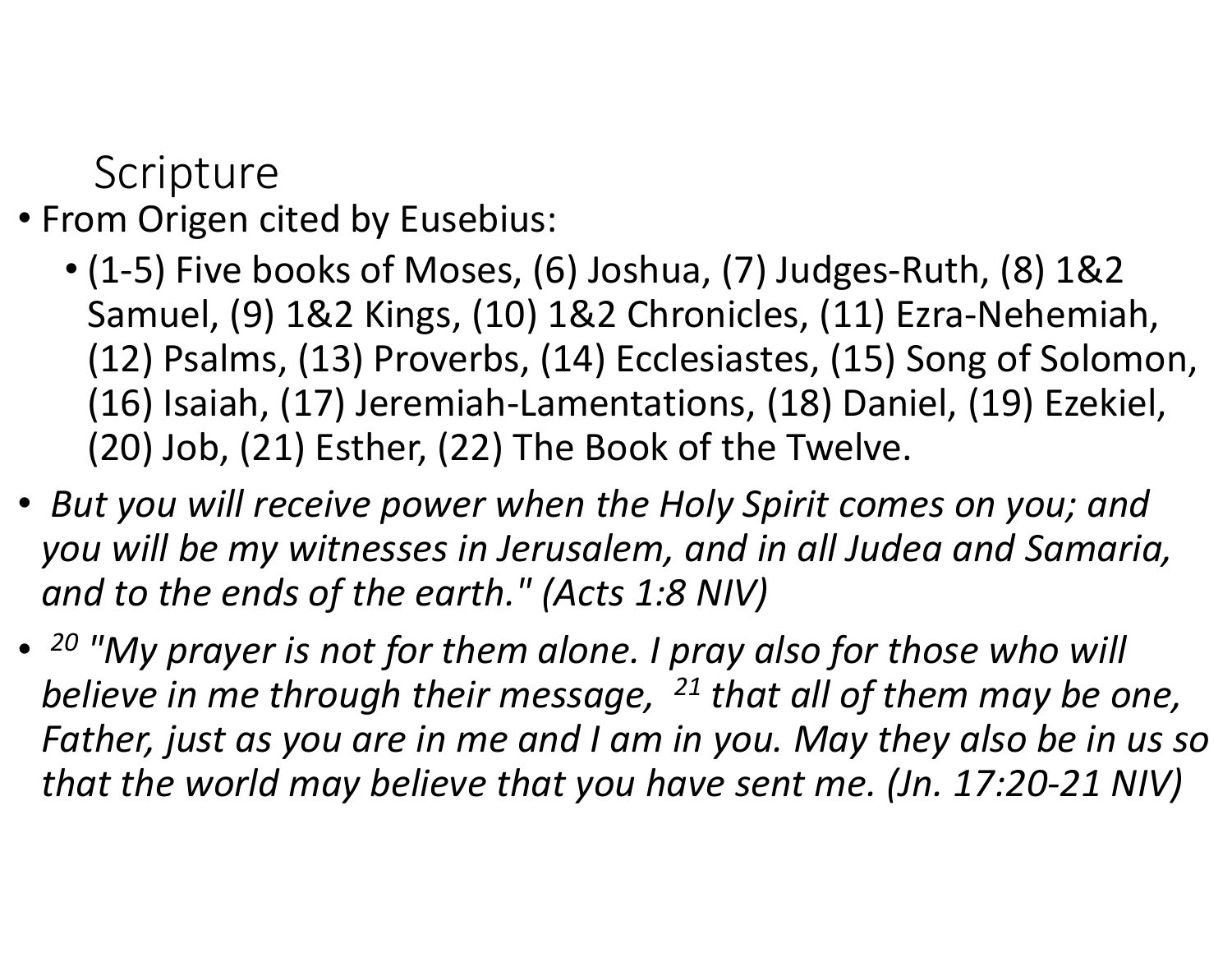# Scripture

- From Origen cited by Eusebius:
  - (1-5) Five books of Moses, (6) Joshua, (7) Judges-Ruth, (8) 1&2 Samuel, (9) 1&2 Kings, (10) 1&2 Chronicles, (11) Ezra-Nehemiah, (12) Psalms, (13) Proverbs, (14) Ecclesiastes, (15) Song of Solomon, (16) Isaiah, (17) Jeremiah-Lamentations, (18) Daniel, (19) Ezekiel, (20) Job, (21) Esther, (22) The Book of the Twelve.
- *But you will receive power when the Holy Spirit comes on you; and you will be my witnesses in Jerusalem, and in all Judea and Samaria, and to the ends of the earth." (Acts 1:8 NIV)*
- *[20] "My prayer is not for them alone. I pray also for those who will believe in me through their message, [21] that all of them may be one, Father, just as you are in me and I am in you. May they also be in us so that the world may believe that you have sent me. (Jn. 17:20-21 NIV)*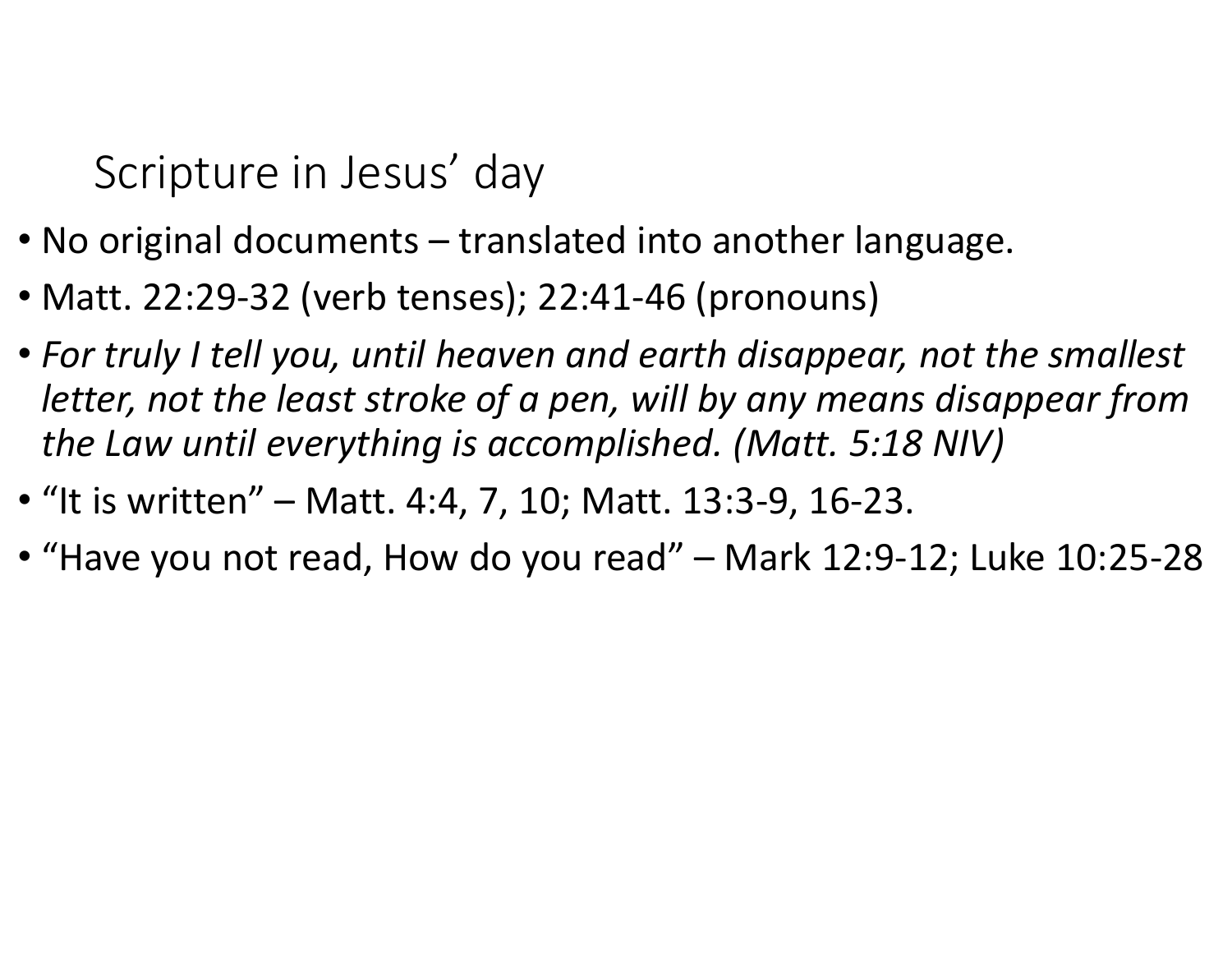# Scripture in Jesus' day

- No original documents – translated into another language.
- Matt. 22:29-32 (verb tenses); 22:41-46 (pronouns)
- *For truly I tell you, until heaven and earth disappear, not the smallest letter, not the least stroke of a pen, will by any means disappear from the Law until everything is accomplished. (Matt. 5:18 NIV)*
- "It is written" – Matt. 4:4, 7, 10; Matt. 13:3-9, 16-23.
- "Have you not read, How do you read" – Mark 12:9-12; Luke 10:25-28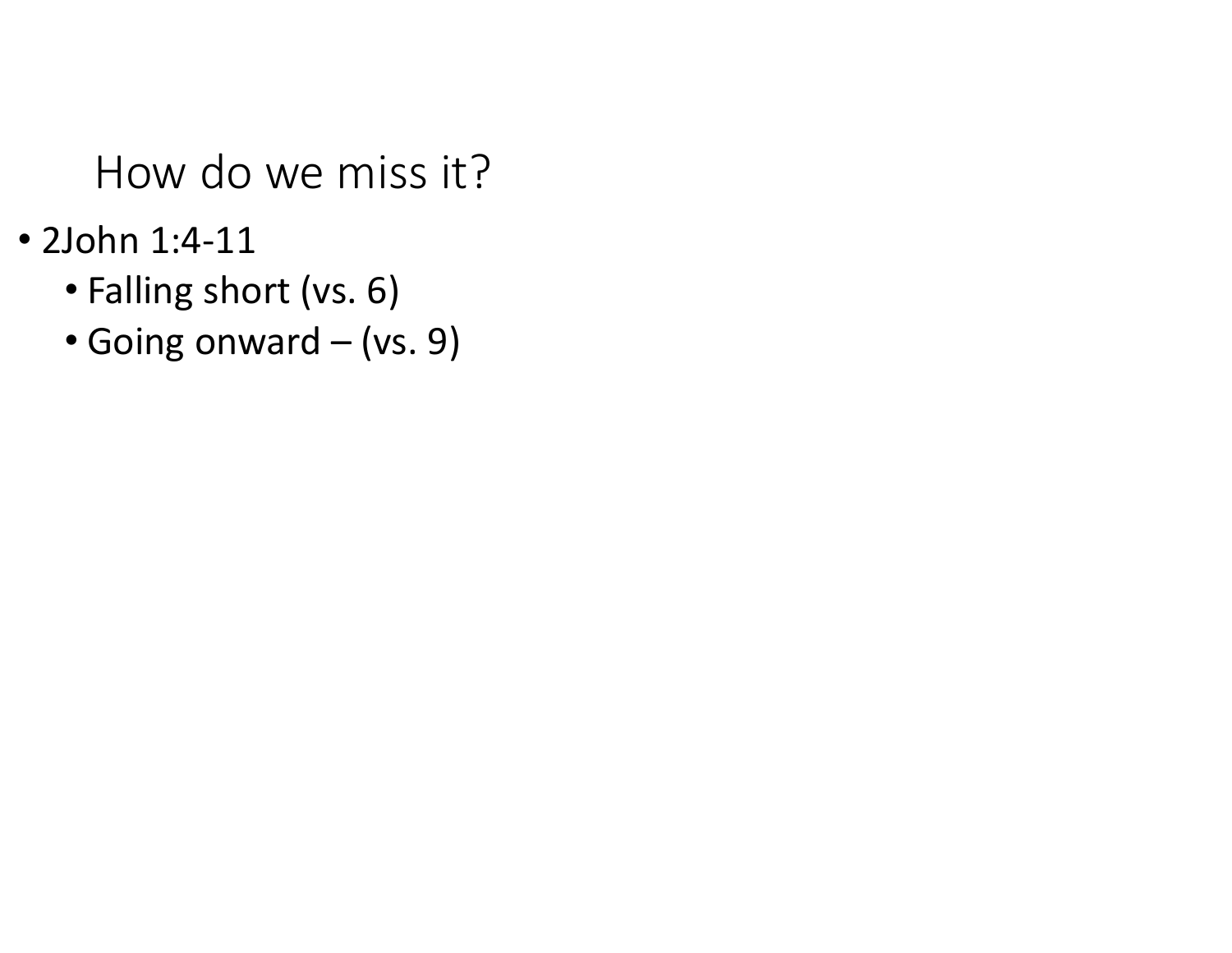# How do we miss it?

- 2John 1:4-11
  - Falling short (vs. 6)
  - Going onward – (vs. 9)